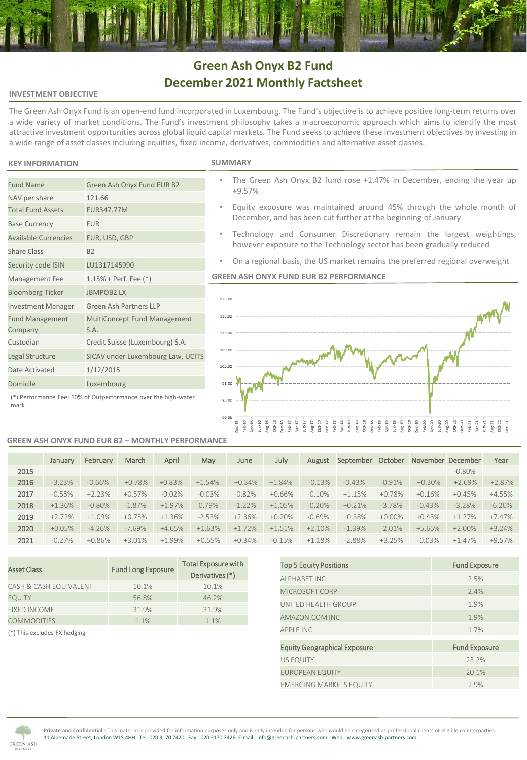# Green Ash Onyx B2 Fund
# December 2021 Monthly Factsheet

## INVESTMENT OBJECTIVE

The Green Ash Onyx Fund is an open-end fund incorporated in Luxembourg. The Fund's objective is to achieve positive long-term returns over a wide variety of market conditions. The Fund's investment philosophy takes a macroeconomic approach which aims to identify the most attractive investment opportunities across global liquid capital markets. The Fund seeks to achieve these investment objectives by investing in a wide range of asset classes including equities, fixed income, derivatives, commodities and alternative asset classes.

## KEY INFORMATION

| | |
|---|---|
| Fund Name | Green Ash Onyx Fund EUR B2 |
| NAV per share | 121.66 |
| Total Fund Assets | EUR347.77M |
| Base Currency | EUR |
| Available Currencies | EUR, USD, GBP |
| Share Class | B2 |
| Security code ISIN | LU1317145990 |
| Management Fee | 1.15% + Perf. Fee (*) |
| Bloomberg Ticker | JBMPOB2 LX |
| Investment Manager | Green Ash Partners LLP |
| Fund Management Company | MultiConcept Fund Management S.A. |
| Custodian | Credit Suisse (Luxembourg) S.A. |
| Legal Structure | SICAV under Luxembourg Law, UCITS |
| Date Activated | 1/12/2015 |
| Domicile | Luxembourg |

(*) Performance Fee: 10% of Outperformance over the high-water mark

## SUMMARY

- The Green Ash Onyx B2 fund rose +1.47% in December, ending the year up +9.57%
- Equity exposure was maintained around 45% through the whole month of December, and has been cut further at the beginning of January
- Technology and Consumer Discretionary remain the largest weightings, however exposure to the Technology sector has been gradually reduced
- On a regional basis, the US market remains the preferred regional overweight

## GREEN ASH ONYX FUND EUR B2 PERFORMANCE

## GREEN ASH ONYX FUND EUR B2 – MONTHLY PERFORMANCE

| | January | February | March | April | May | June | July | August | September | October | November | December | Year |
|---|---|---|---|---|---|---|---|---|---|---|---|---|---|
| 2015 | | | | | | | | | | | | -0.80% | |
| 2016 | -3.23% | -0.66% | +0.78% | +0.83% | +1.54% | +0.34% | +1.84% | -0.13% | -0.43% | -0.91% | +0.30% | +2.69% | +2.87% |
| 2017 | -0.55% | +2.23% | +0.57% | -0.02% | -0.03% | -0.82% | +0.66% | -0.10% | +1.15% | +0.78% | +0.16% | +0.45% | +4.55% |
| 2018 | +1.36% | -0.80% | -1.87% | +1.97% | 0.79% | -1.22% | +1.05% | -0.20% | +0.21% | -3.78% | -0.43% | -3.28% | -6.20% |
| 2019 | +2.72% | +1.09% | +0.75% | +1.36% | -2.53% | +2.36% | +0.20% | -0.69% | +0.38% | +0.00% | +0.43% | +1.27% | +7.47% |
| 2020 | +0.05% | -4.26% | -7.69% | +4.65% | +1.63% | +1.72% | +1.51% | +2.10% | -1.39% | -2.01% | +5.65% | +2.00% | +3.24% |
| 2021 | -0.27% | +0.86% | +3.01% | +1.99% | +0.55% | +0.34% | -0.15% | +1.18% | -2.88% | +3.25% | -0.03% | +1.47% | +9.57% |

| Asset Class | Fund Long Exposure | Total Exposure with Derivatives (*) |
|---|---|---|
| CASH & CASH EQUIVALENT | 10.1% | 10.1% |
| EQUITY | 56.8% | 46.2% |
| FIXED INCOME | 31.9% | 31.9% |
| COMMODITIES | 1.1% | 1.1% |

(*) This excludes FX hedging

| Top 5 Equity Positions | Fund Exposure |
|---|---|
| ALPHABET INC | 2.5% |
| MICROSOFT CORP | 2.4% |
| UNITED HEALTH GROUP | 1.9% |
| AMAZON.COM INC | 1.9% |
| APPLE INC | 1.7% |

| Equity Geographical Exposure | Fund Exposure |
|---|---|
| US EQUITY | 23.2% |
| EUROPEAN EQUITY | 20.1% |
| EMERGING MARKETS EQUITY | 2.9% |

**Private and Confidential** - This material is provided for information purposes only and is only intended for persons who would be categorised as professional clients or eligible counterparties.
11 Albemarle Street, London W1S 4HH Tel: 020 3170 7420 Fax: 020 3170 7426. E-mail: info@greenash-partners.com Web: www.greenash-partners.com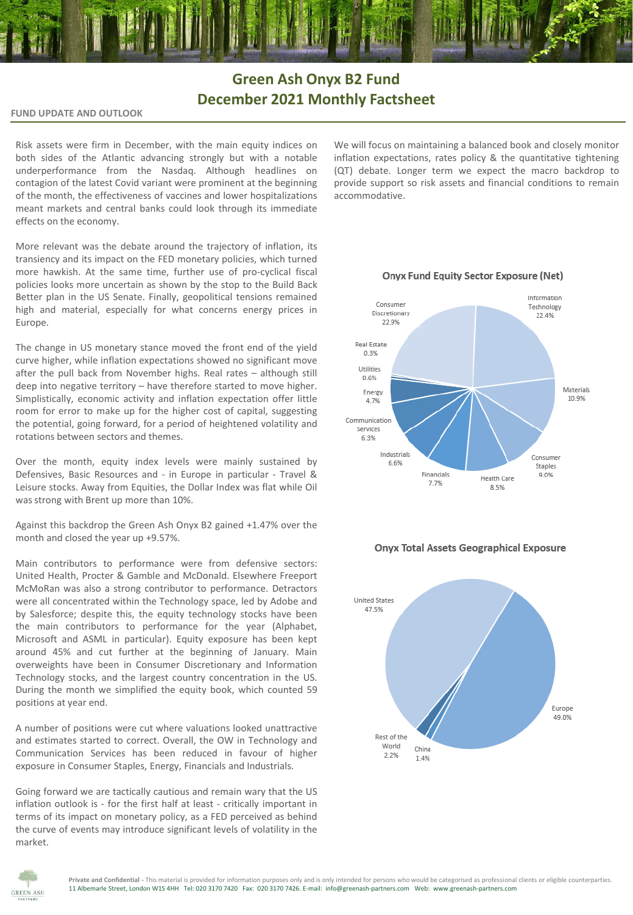# Green Ash Onyx B2 Fund
# December 2021 Monthly Factsheet

## FUND UPDATE AND OUTLOOK

Risk assets were firm in December, with the main equity indices on both sides of the Atlantic advancing strongly but with a notable underperformance from the Nasdaq. Although headlines on contagion of the latest Covid variant were prominent at the beginning of the month, the effectiveness of vaccines and lower hospitalizations meant markets and central banks could look through its immediate effects on the economy.

More relevant was the debate around the trajectory of inflation, its transiency and its impact on the FED monetary policies, which turned more hawkish. At the same time, further use of pro-cyclical fiscal policies looks more uncertain as shown by the stop to the Build Back Better plan in the US Senate. Finally, geopolitical tensions remained high and material, especially for what concerns energy prices in Europe.

The change in US monetary stance moved the front end of the yield curve higher, while inflation expectations showed no significant move after the pull back from November highs. Real rates – although still deep into negative territory – have therefore started to move higher. Simplistically, economic activity and inflation expectation offer little room for error to make up for the higher cost of capital, suggesting the potential, going forward, for a period of heightened volatility and rotations between sectors and themes.

Over the month, equity index levels were mainly sustained by Defensives, Basic Resources and - in Europe in particular - Travel & Leisure stocks. Away from Equities, the Dollar Index was flat while Oil was strong with Brent up more than 10%.

Against this backdrop the Green Ash Onyx B2 gained +1.47% over the month and closed the year up +9.57%.

Main contributors to performance were from defensive sectors: United Health, Procter & Gamble and McDonald. Elsewhere Freeport McMoRan was also a strong contributor to performance. Detractors were all concentrated within the Technology space, led by Adobe and by Salesforce; despite this, the equity technology stocks have been the main contributors to performance for the year (Alphabet, Microsoft and ASML in particular). Equity exposure has been kept around 45% and cut further at the beginning of January. Main overweights have been in Consumer Discretionary and Information Technology stocks, and the largest country concentration in the US. During the month we simplified the equity book, which counted 59 positions at year end.

A number of positions were cut where valuations looked unattractive and estimates started to correct. Overall, the OW in Technology and Communication Services has been reduced in favour of higher exposure in Consumer Staples, Energy, Financials and Industrials.

Going forward we are tactically cautious and remain wary that the US inflation outlook is - for the first half at least - critically important in terms of its impact on monetary policy, as a FED perceived as behind the curve of events may introduce significant levels of volatility in the market.

We will focus on maintaining a balanced book and closely monitor inflation expectations, rates policy & the quantitative tightening (QT) debate. Longer term we expect the macro backdrop to provide support so risk assets and financial conditions to remain accommodative.

### Onyx Fund Equity Sector Exposure (Net)

| Sector | Exposure |
|---|---|
| Consumer Discretionary | 22.9% |
| Information Technology | 22.4% |
| Materials | 10.9% |
| Consumer Staples | 9.0% |
| Health Care | 8.5% |
| Financials | 7.7% |
| Industrials | 6.6% |
| Communication Services | 6.3% |
| Energy | 4.7% |
| Utilities | 0.6% |
| Real Estate | 0.3% |

### Onyx Total Assets Geographical Exposure

| Region | Exposure |
|---|---|
| Europe | 49.0% |
| United States | 47.5% |
| Rest of the World | 2.2% |
| China | 1.4% |

**Private and Confidential** - This material is provided for information purposes only and is only intended for persons who would be categorised as professional clients or eligible counterparties.
11 Albemarle Street, London W1S 4HH Tel: 020 3170 7420 Fax: 020 3170 7426. E-mail: info@greenash-partners.com Web: www.greenash-partners.com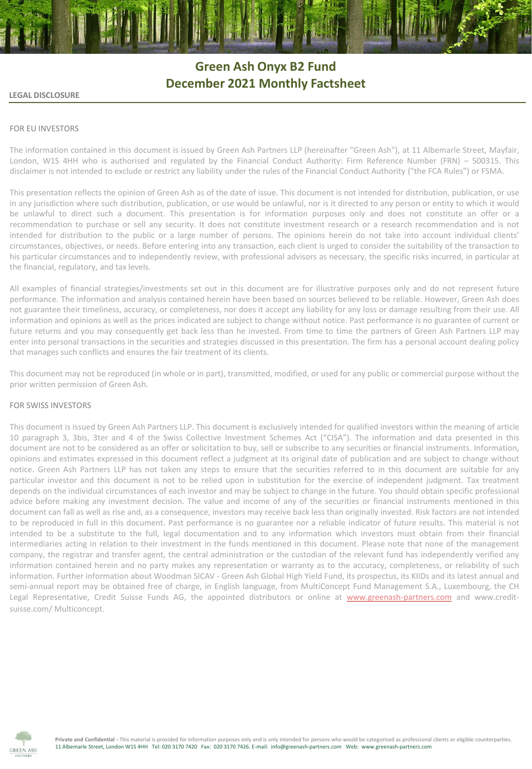# Green Ash Onyx B2 Fund
# December 2021 Monthly Factsheet

**LEGAL DISCLOSURE**

FOR EU INVESTORS

The information contained in this document is issued by Green Ash Partners LLP (hereinafter "Green Ash"), at 11 Albemarle Street, Mayfair, London, W1S 4HH who is authorised and regulated by the Financial Conduct Authority: Firm Reference Number (FRN) – 500315. This disclaimer is not intended to exclude or restrict any liability under the rules of the Financial Conduct Authority ("the FCA Rules") or FSMA.

This presentation reflects the opinion of Green Ash as of the date of issue. This document is not intended for distribution, publication, or use in any jurisdiction where such distribution, publication, or use would be unlawful, nor is it directed to any person or entity to which it would be unlawful to direct such a document. This presentation is for information purposes only and does not constitute an offer or a recommendation to purchase or sell any security. It does not constitute investment research or a research recommendation and is not intended for distribution to the public or a large number of persons. The opinions herein do not take into account individual clients' circumstances, objectives, or needs. Before entering into any transaction, each client is urged to consider the suitability of the transaction to his particular circumstances and to independently review, with professional advisors as necessary, the specific risks incurred, in particular at the financial, regulatory, and tax levels.

All examples of financial strategies/investments set out in this document are for illustrative purposes only and do not represent future performance. The information and analysis contained herein have been based on sources believed to be reliable. However, Green Ash does not guarantee their timeliness, accuracy, or completeness, nor does it accept any liability for any loss or damage resulting from their use. All information and opinions as well as the prices indicated are subject to change without notice. Past performance is no guarantee of current or future returns and you may consequently get back less than he invested. From time to time the partners of Green Ash Partners LLP may enter into personal transactions in the securities and strategies discussed in this presentation. The firm has a personal account dealing policy that manages such conflicts and ensures the fair treatment of its clients.

This document may not be reproduced (in whole or in part), transmitted, modified, or used for any public or commercial purpose without the prior written permission of Green Ash.

FOR SWISS INVESTORS

This document is issued by Green Ash Partners LLP. This document is exclusively intended for qualified investors within the meaning of article 10 paragraph 3, 3bis, 3ter and 4 of the Swiss Collective Investment Schemes Act ("CISA"). The information and data presented in this document are not to be considered as an offer or solicitation to buy, sell or subscribe to any securities or financial instruments. Information, opinions and estimates expressed in this document reflect a judgment at its original date of publication and are subject to change without notice. Green Ash Partners LLP has not taken any steps to ensure that the securities referred to in this document are suitable for any particular investor and this document is not to be relied upon in substitution for the exercise of independent judgment. Tax treatment depends on the individual circumstances of each investor and may be subject to change in the future. You should obtain specific professional advice before making any investment decision. The value and income of any of the securities or financial instruments mentioned in this document can fall as well as rise and, as a consequence, investors may receive back less than originally invested. Risk factors are not intended to be reproduced in full in this document. Past performance is no guarantee nor a reliable indicator of future results. This material is not intended to be a substitute to the full, legal documentation and to any information which investors must obtain from their financial intermediaries acting in relation to their investment in the funds mentioned in this document. Please note that none of the management company, the registrar and transfer agent, the central administration or the custodian of the relevant fund has independently verified any information contained herein and no party makes any representation or warranty as to the accuracy, completeness, or reliability of such information. Further information about Woodman SICAV - Green Ash Global High Yield Fund, its prospectus, its KIIDs and its latest annual and semi-annual report may be obtained free of charge, in English language, from MultiConcept Fund Management S.A., Luxembourg, the CH Legal Representative, Credit Suisse Funds AG, the appointed distributors or online at www.greenash-partners.com and www.credit-suisse.com/ Multiconcept.

**Private and Confidential** - This material is provided for information purposes only and is only intended for persons who would be categorised as professional clients or eligible counterparties.
11 Albemarle Street, London W1S 4HH Tel: 020 3170 7420 Fax: 020 3170 7426. E-mail: info@greenash-partners.com Web: www.greenash-partners.com